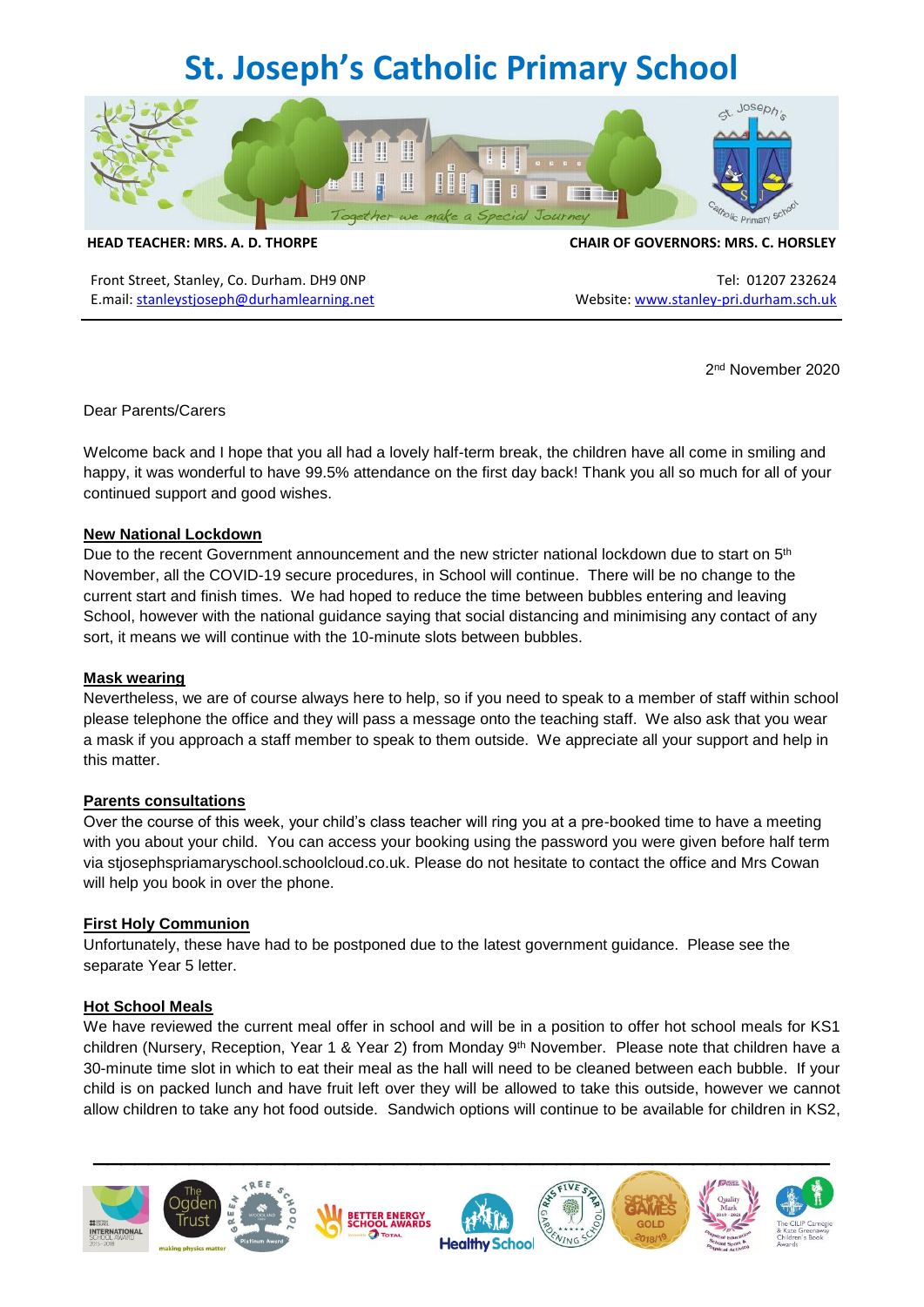# St. Joseph's Catholic Primary School

**HEAD TEACHER: MRS. A. D. THORPE** | **CHAIR OF GOVERNORS: MRS. C. HORSLEY**

Front Street, Stanley, Co. Durham. DH9 0NP
E.mail: stanleystjoseph@durhamlearning.net

Tel: 01207 232624
Website: www.stanley-pri.durham.sch.uk

2nd November 2020

Dear Parents/Carers

Welcome back and I hope that you all had a lovely half-term break, the children have all come in smiling and happy, it was wonderful to have 99.5% attendance on the first day back! Thank you all so much for all of your continued support and good wishes.

**New National Lockdown**

Due to the recent Government announcement and the new stricter national lockdown due to start on 5th November, all the COVID-19 secure procedures, in School will continue. There will be no change to the current start and finish times. We had hoped to reduce the time between bubbles entering and leaving School, however with the national guidance saying that social distancing and minimising any contact of any sort, it means we will continue with the 10-minute slots between bubbles.

**Mask wearing**

Nevertheless, we are of course always here to help, so if you need to speak to a member of staff within school please telephone the office and they will pass a message onto the teaching staff. We also ask that you wear a mask if you approach a staff member to speak to them outside. We appreciate all your support and help in this matter.

**Parents consultations**

Over the course of this week, your child's class teacher will ring you at a pre-booked time to have a meeting with you about your child. You can access your booking using the password you were given before half term via stjosephspriamaryschool.schoolcloud.co.uk. Please do not hesitate to contact the office and Mrs Cowan will help you book in over the phone.

**First Holy Communion**

Unfortunately, these have had to be postponed due to the latest government guidance. Please see the separate Year 5 letter.

**Hot School Meals**

We have reviewed the current meal offer in school and will be in a position to offer hot school meals for KS1 children (Nursery, Reception, Year 1 & Year 2) from Monday 9th November. Please note that children have a 30-minute time slot in which to eat their meal as the hall will need to be cleaned between each bubble. If your child is on packed lunch and have fruit left over they will be allowed to take this outside, however we cannot allow children to take any hot food outside. Sandwich options will continue to be available for children in KS2,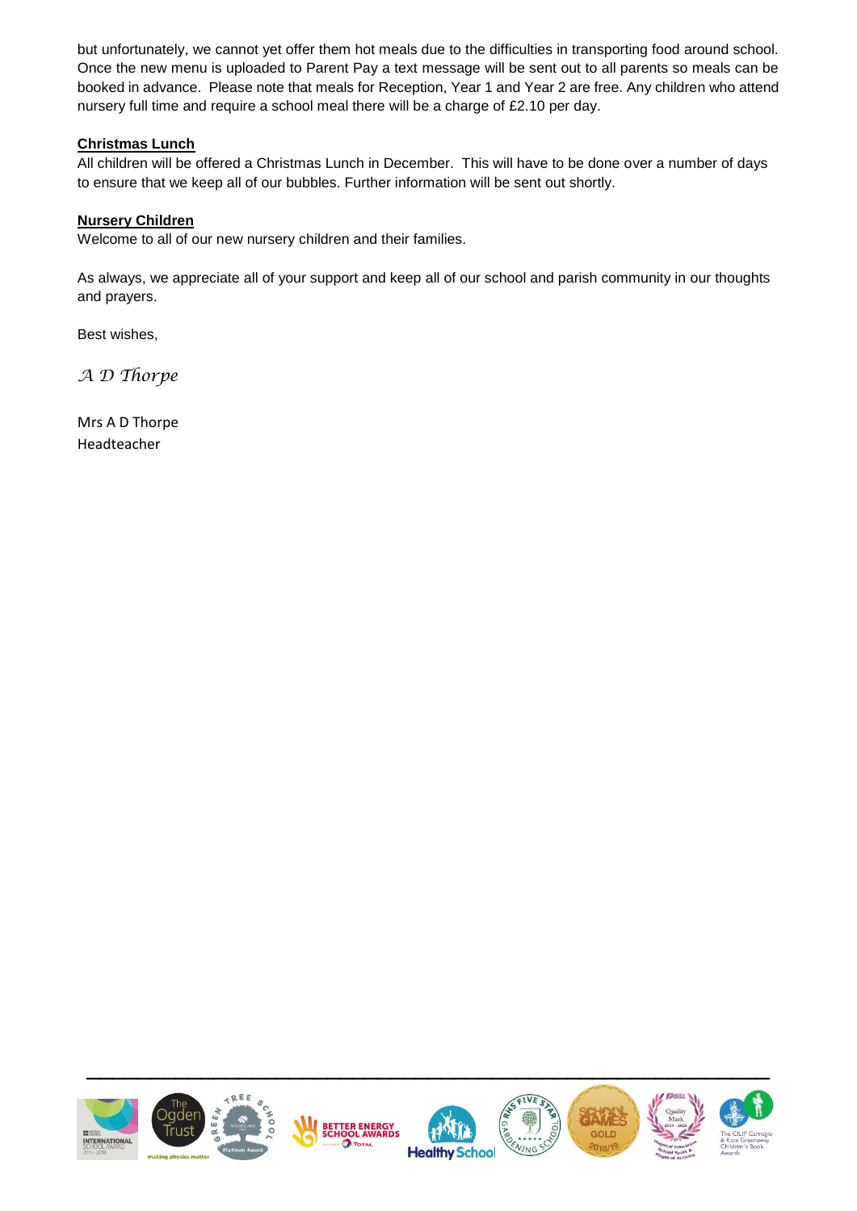but unfortunately, we cannot yet offer them hot meals due to the difficulties in transporting food around school. Once the new menu is uploaded to Parent Pay a text message will be sent out to all parents so meals can be booked in advance. Please note that meals for Reception, Year 1 and Year 2 are free. Any children who attend nursery full time and require a school meal there will be a charge of £2.10 per day.

### Christmas Lunch

All children will be offered a Christmas Lunch in December. This will have to be done over a number of days to ensure that we keep all of our bubbles. Further information will be sent out shortly.

### Nursery Children

Welcome to all of our new nursery children and their families.

As always, we appreciate all of your support and keep all of our school and parish community in our thoughts and prayers.

Best wishes,

*A D Thorpe*

Mrs A D Thorpe
Headteacher